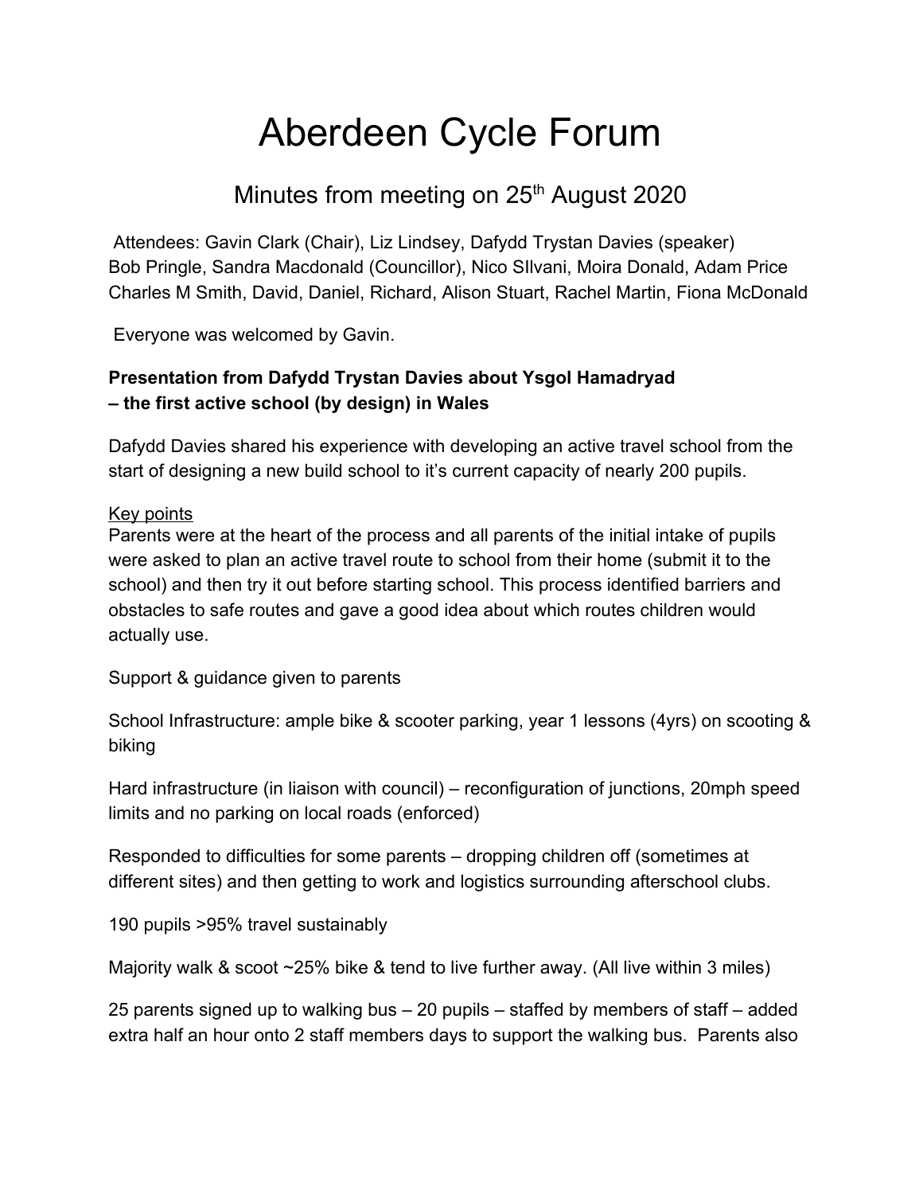# Aberdeen Cycle Forum

## Minutes from meeting on 25th August 2020

Attendees: Gavin Clark (Chair), Liz Lindsey, Dafydd Trystan Davies (speaker) Bob Pringle, Sandra Macdonald (Councillor), Nico SIlvani, Moira Donald, Adam Price Charles M Smith, David, Daniel, Richard, Alison Stuart, Rachel Martin, Fiona McDonald

Everyone was welcomed by Gavin.

**Presentation from Dafydd Trystan Davies about Ysgol Hamadryad – the first active school (by design) in Wales**

Dafydd Davies shared his experience with developing an active travel school from the start of designing a new build school to it's current capacity of nearly 200 pupils.

<u>Key points</u>

Parents were at the heart of the process and all parents of the initial intake of pupils were asked to plan an active travel route to school from their home (submit it to the school) and then try it out before starting school. This process identified barriers and obstacles to safe routes and gave a good idea about which routes children would actually use.

Support & guidance given to parents

School Infrastructure: ample bike & scooter parking, year 1 lessons (4yrs) on scooting & biking

Hard infrastructure (in liaison with council) – reconfiguration of junctions, 20mph speed limits and no parking on local roads (enforced)

Responded to difficulties for some parents – dropping children off (sometimes at different sites) and then getting to work and logistics surrounding afterschool clubs.

190 pupils >95% travel sustainably

Majority walk & scoot ~25% bike & tend to live further away. (All live within 3 miles)

25 parents signed up to walking bus – 20 pupils – staffed by members of staff – added extra half an hour onto 2 staff members days to support the walking bus. Parents also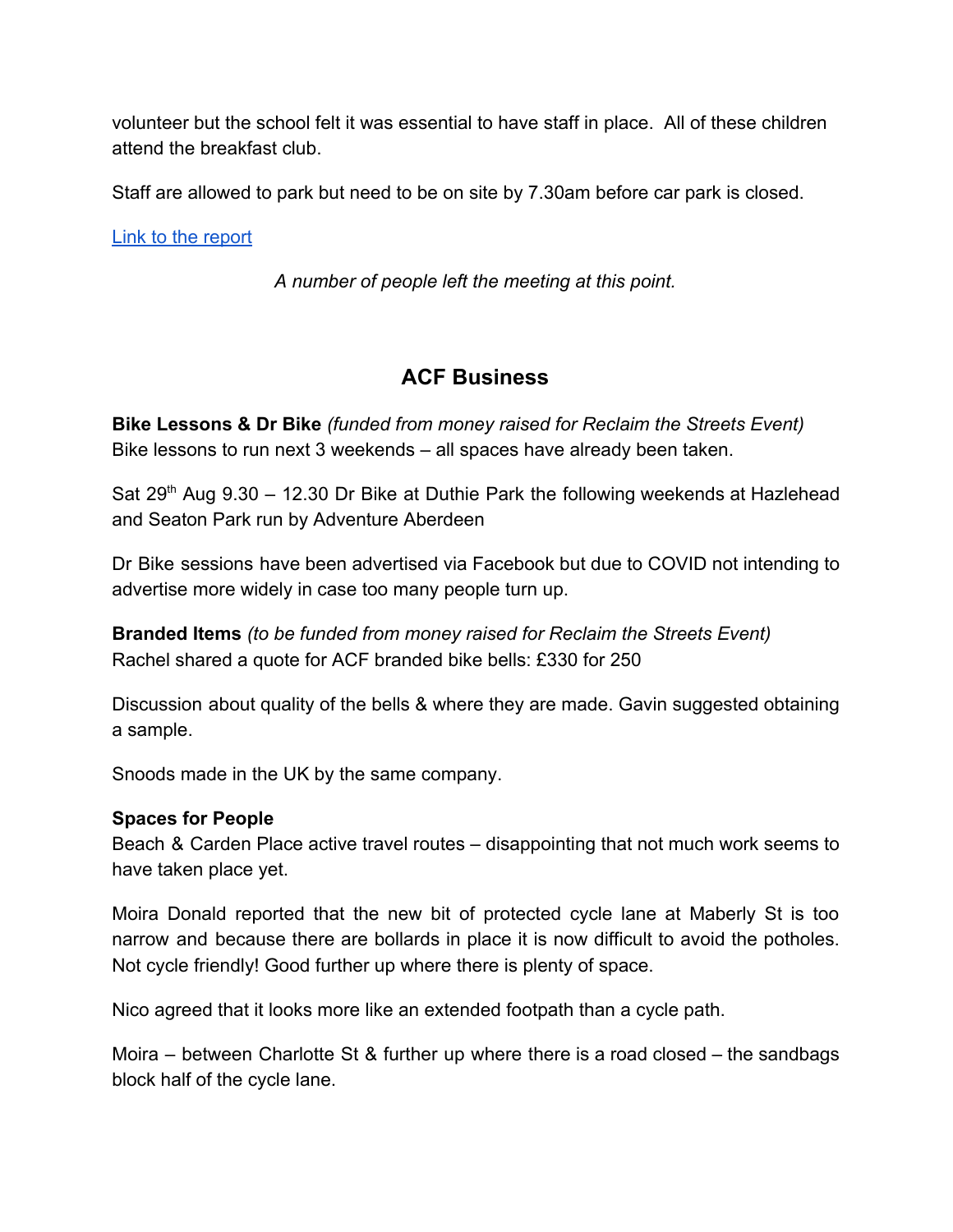volunteer but the school felt it was essential to have staff in place. All of these children attend the breakfast club.

Staff are allowed to park but need to be on site by 7.30am before car park is closed.

[Link to the report]

*A number of people left the meeting at this point.*

## ACF Business

**Bike Lessons & Dr Bike** *(funded from money raised for Reclaim the Streets Event)*
Bike lessons to run next 3 weekends – all spaces have already been taken.

Sat 29th Aug 9.30 – 12.30 Dr Bike at Duthie Park the following weekends at Hazlehead and Seaton Park run by Adventure Aberdeen

Dr Bike sessions have been advertised via Facebook but due to COVID not intending to advertise more widely in case too many people turn up.

**Branded Items** *(to be funded from money raised for Reclaim the Streets Event)*
Rachel shared a quote for ACF branded bike bells: £330 for 250

Discussion about quality of the bells & where they are made. Gavin suggested obtaining a sample.

Snoods made in the UK by the same company.

**Spaces for People**
Beach & Carden Place active travel routes – disappointing that not much work seems to have taken place yet.

Moira Donald reported that the new bit of protected cycle lane at Maberly St is too narrow and because there are bollards in place it is now difficult to avoid the potholes. Not cycle friendly! Good further up where there is plenty of space.

Nico agreed that it looks more like an extended footpath than a cycle path.

Moira – between Charlotte St & further up where there is a road closed – the sandbags block half of the cycle lane.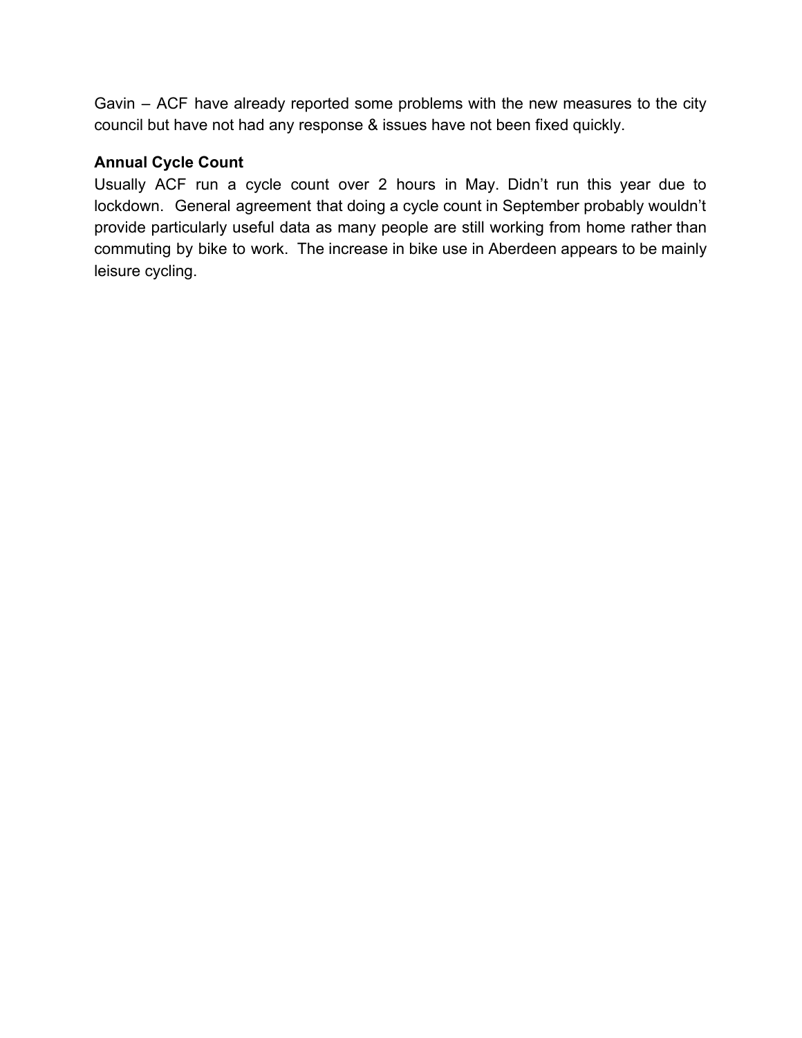Gavin – ACF have already reported some problems with the new measures to the city council but have not had any response & issues have not been fixed quickly.

**Annual Cycle Count**

Usually ACF run a cycle count over 2 hours in May. Didn't run this year due to lockdown. General agreement that doing a cycle count in September probably wouldn't provide particularly useful data as many people are still working from home rather than commuting by bike to work. The increase in bike use in Aberdeen appears to be mainly leisure cycling.